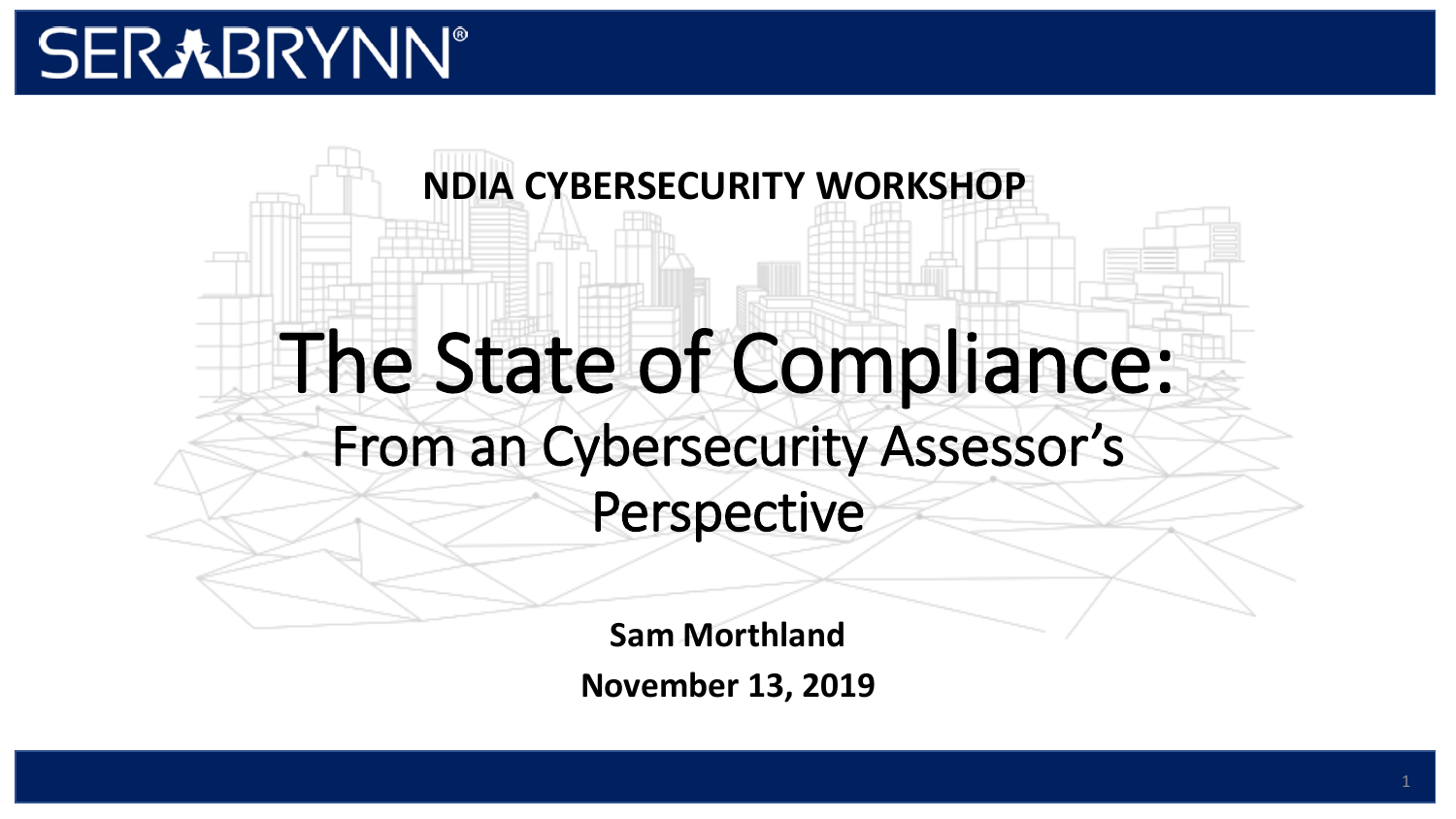SERABRYNN®

**NDIA CYBERSECURITY WORKSHOP**

# The State of Compliance:

## From an Cybersecurity Assessor's Perspective

**Sam Morthland**

**November 13, 2019**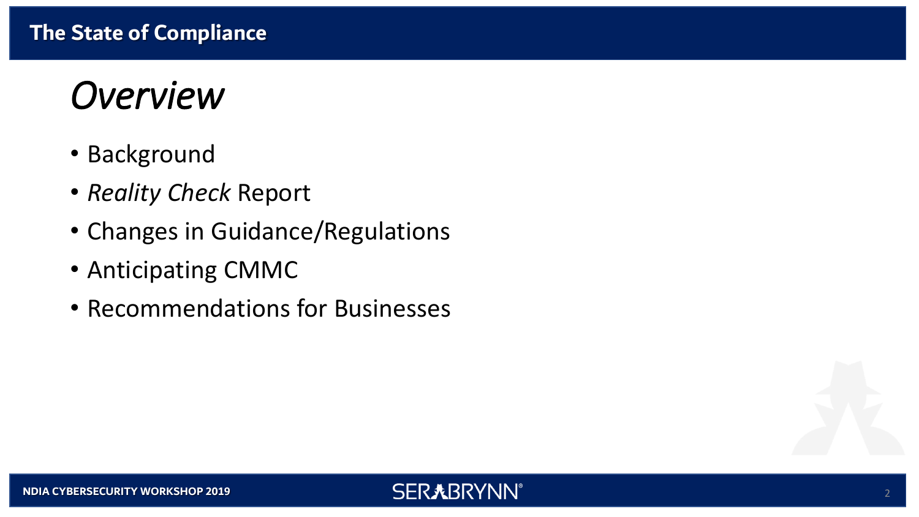# Overview

- Background
- *Reality Check* Report
- Changes in Guidance/Regulations
- Anticipating CMMC
- Recommendations for Businesses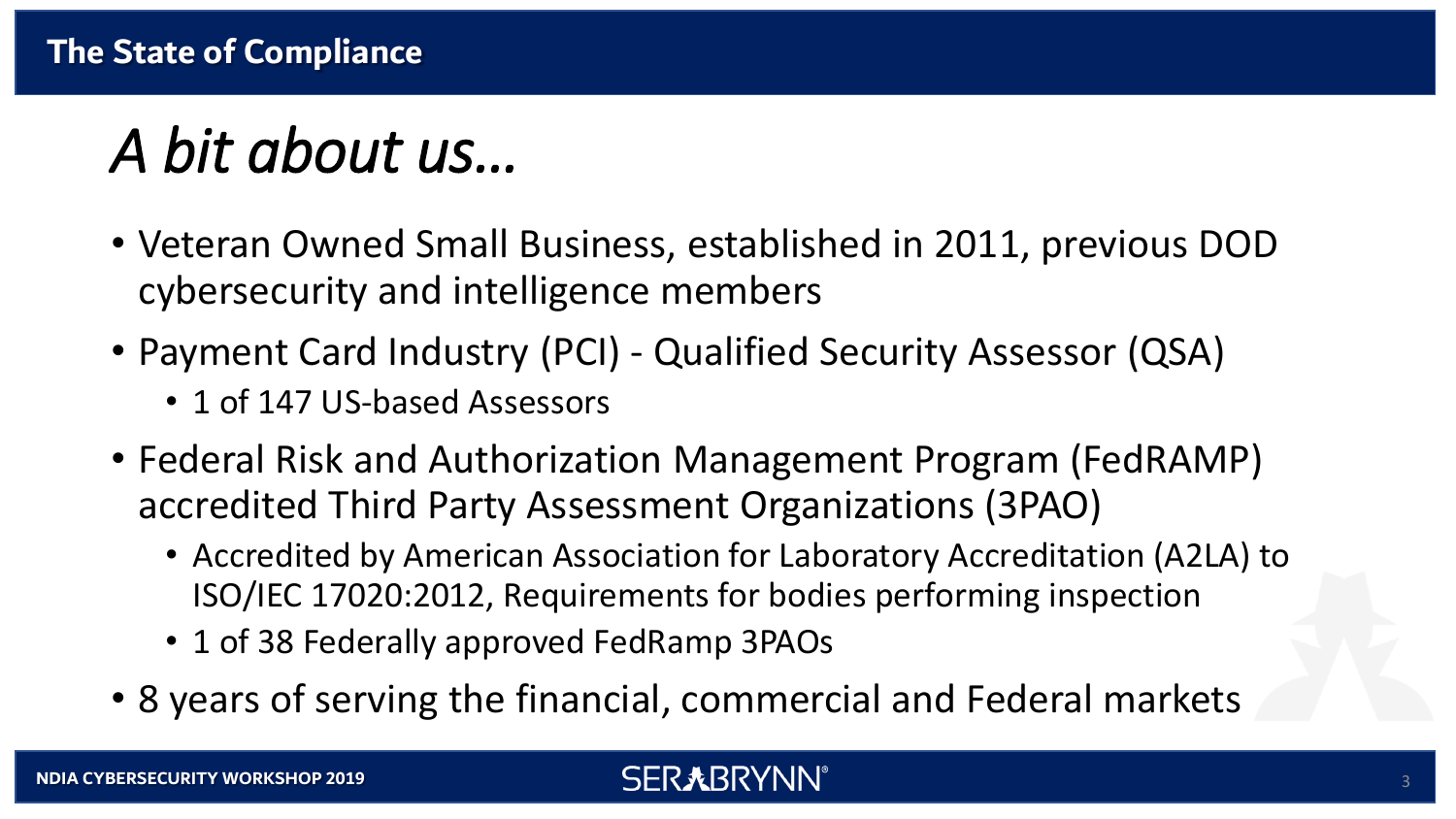# A bit about us…

- Veteran Owned Small Business, established in 2011, previous DOD cybersecurity and intelligence members
- Payment Card Industry (PCI) - Qualified Security Assessor (QSA)
  - 1 of 147 US-based Assessors
- Federal Risk and Authorization Management Program (FedRAMP) accredited Third Party Assessment Organizations (3PAO)
  - Accredited by American Association for Laboratory Accreditation (A2LA) to ISO/IEC 17020:2012, Requirements for bodies performing inspection
  - 1 of 38 Federally approved FedRamp 3PAOs
- 8 years of serving the financial, commercial and Federal markets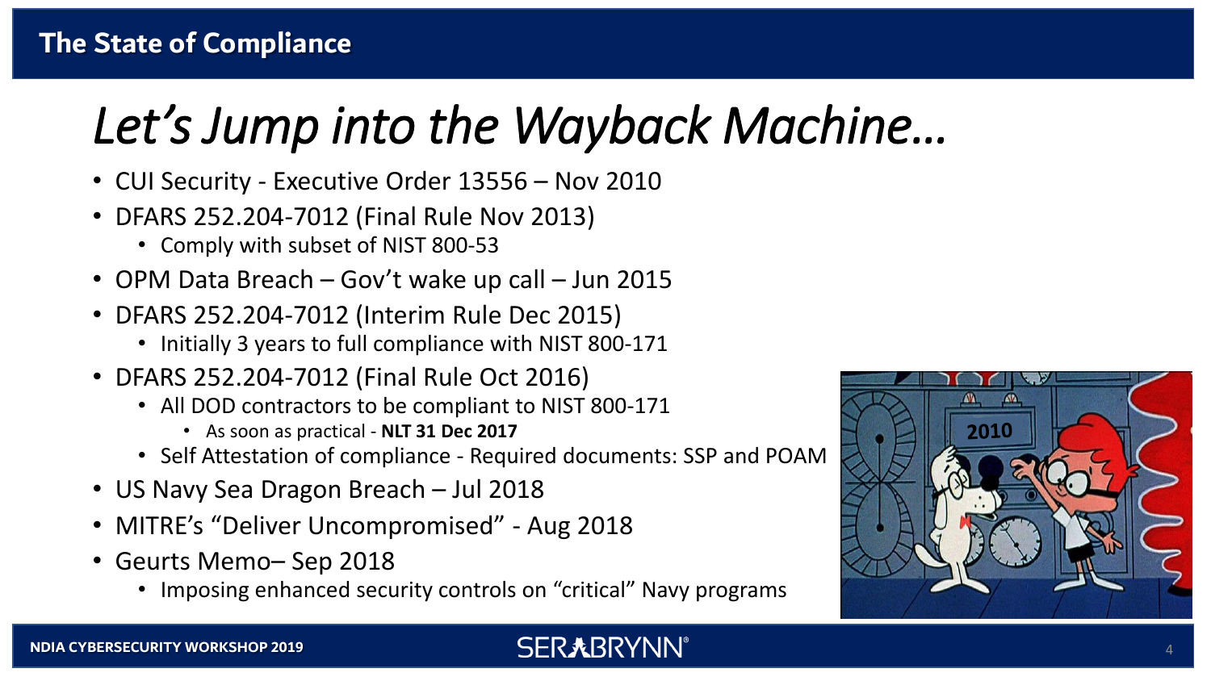## The State of Compliance

# *Let's Jump into the Wayback Machine…*

- CUI Security - Executive Order 13556 – Nov 2010
- DFARS 252.204-7012 (Final Rule Nov 2013)
  - Comply with subset of NIST 800-53
- OPM Data Breach – Gov't wake up call – Jun 2015
- DFARS 252.204-7012 (Interim Rule Dec 2015)
  - Initially 3 years to full compliance with NIST 800-171
- DFARS 252.204-7012 (Final Rule Oct 2016)
  - All DOD contractors to be compliant to NIST 800-171
    - As soon as practical - **NLT 31 Dec 2017**
  - Self Attestation of compliance - Required documents: SSP and POAM
- US Navy Sea Dragon Breach – Jul 2018
- MITRE's "Deliver Uncompromised" - Aug 2018
- Geurts Memo– Sep 2018
  - Imposing enhanced security controls on "critical" Navy programs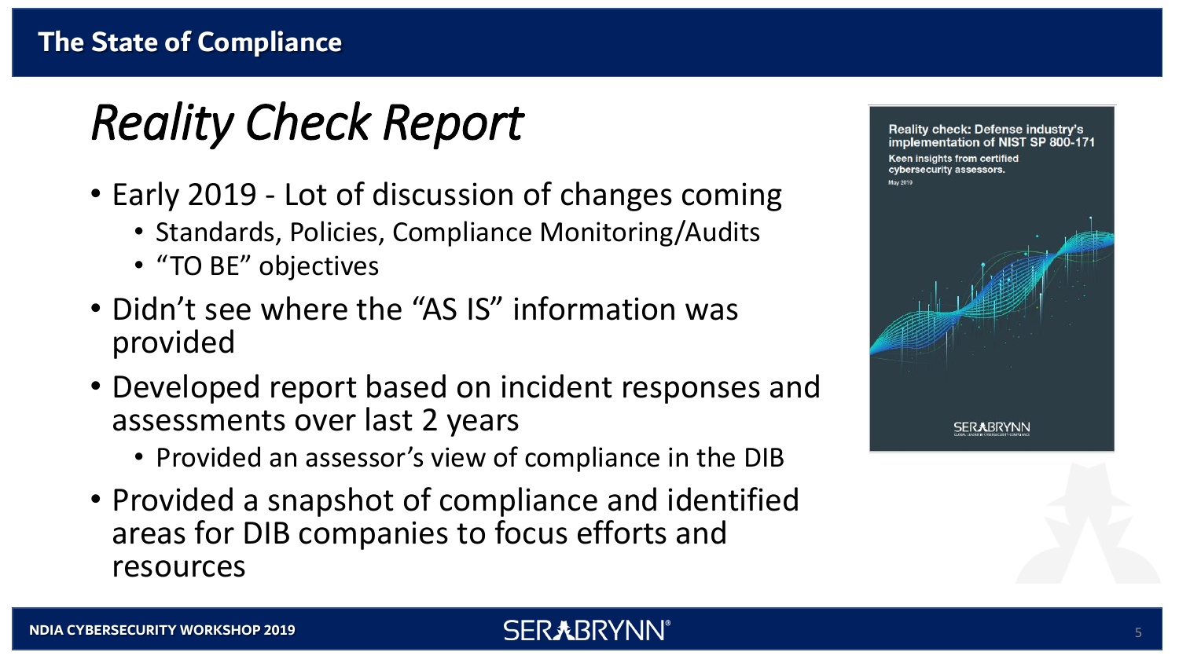## The State of Compliance

# *Reality Check Report*

- Early 2019 - Lot of discussion of changes coming
  - Standards, Policies, Compliance Monitoring/Audits
  - "TO BE" objectives
- Didn't see where the "AS IS" information was provided
- Developed report based on incident responses and assessments over last 2 years
  - Provided an assessor's view of compliance in the DIB
- Provided a snapshot of compliance and identified areas for DIB companies to focus efforts and resources

Reality check: Defense industry's implementation of NIST SP 800-171

Keen insights from certified cybersecurity assessors.

May 2019

SERABRYNN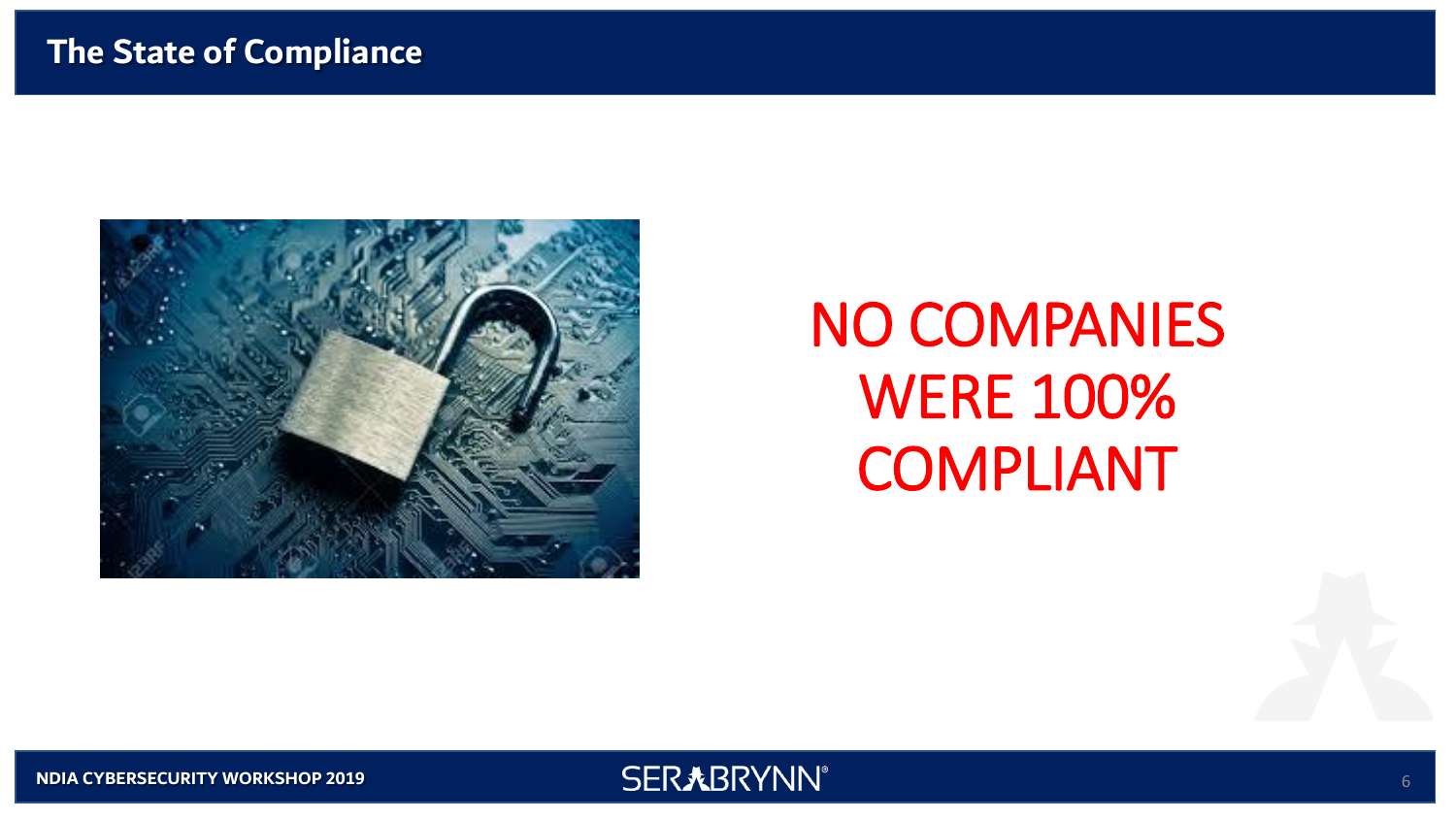# The State of Compliance

NO COMPANIES WERE 100% COMPLIANT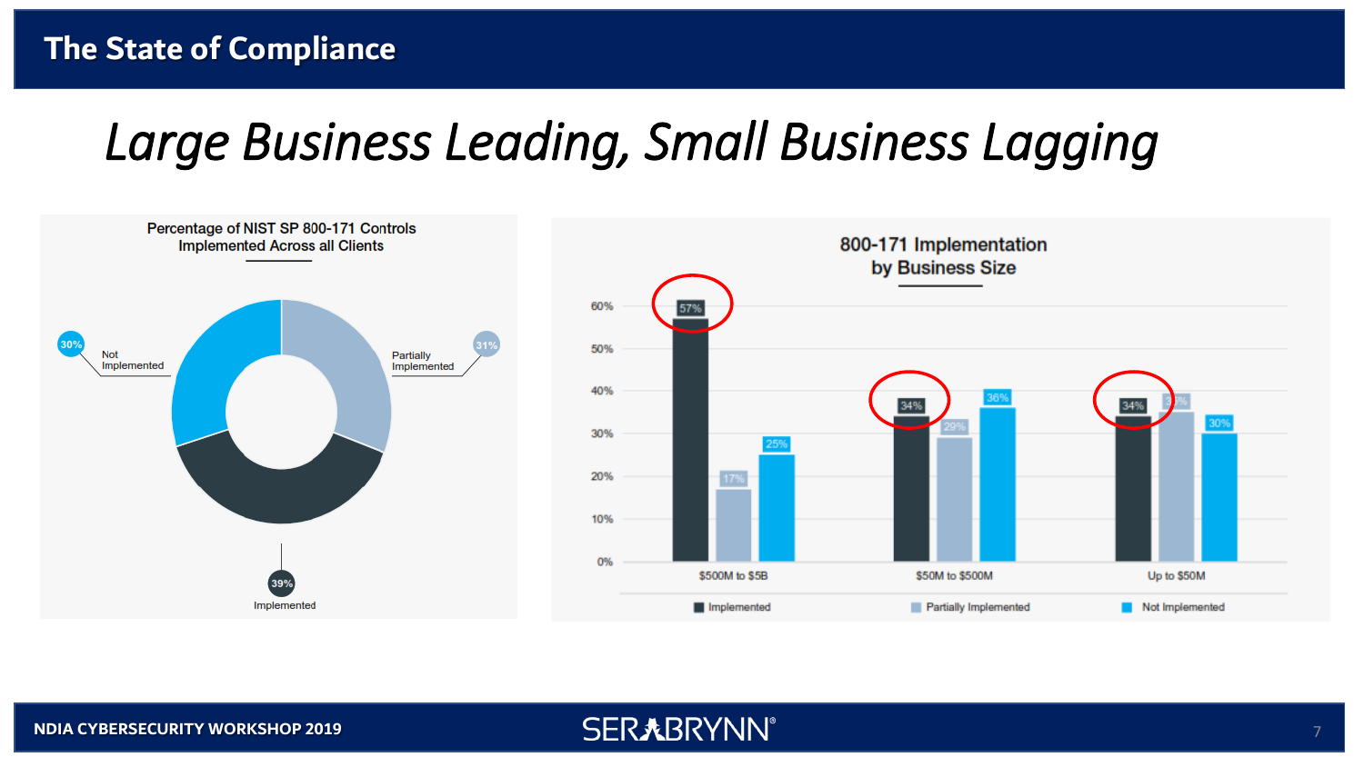## The State of Compliance

# *Large Business Leading, Small Business Lagging*

Percentage of NIST SP 800-171 Controls Implemented Across all Clients

30% Not Implemented

31% Partially Implemented

39% Implemented

800-171 Implementation by Business Size

60%
50%
40%
30%
20%
10%
0%

$500M to $5B: 57%, 17%, 25%

$50M to $500M: 34%, 29%, 36%

Up to $50M: 34%, 35%, 30%

Implemented | Partially Implemented | Not Implemented

NDIA CYBERSECURITY WORKSHOP 2019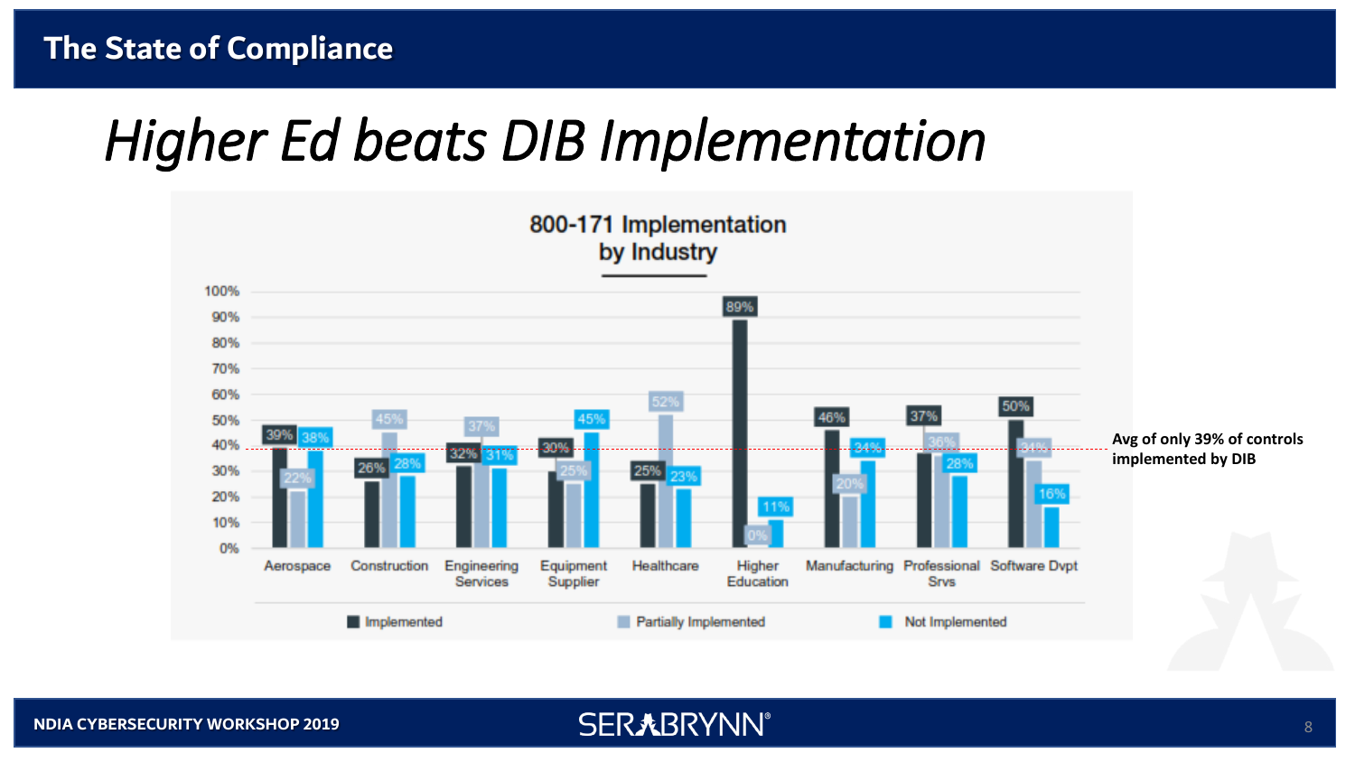## The State of Compliance

# *Higher Ed beats DIB Implementation*

800-171 Implementation by Industry

100%
90%
80%
70%
60%
50%
40%
30%
20%
10%
0%

Aerospace: 39% 22% 38%
Construction: 26% 45% 28%
Engineering Services: 32% 37% 31%
Equipment Supplier: 30% 25% 45%
Healthcare: 25% 52% 23%
Higher Education: 89% 0% 11%
Manufacturing: 46% 20% 34%
Professional Srvs: 37% 36% 28%
Software Dvpt: 50% 34% 16%

Implemented
Partially Implemented
Not Implemented

**Avg of only 39% of controls implemented by DIB**

**NDIA CYBERSECURITY WORKSHOP 2019**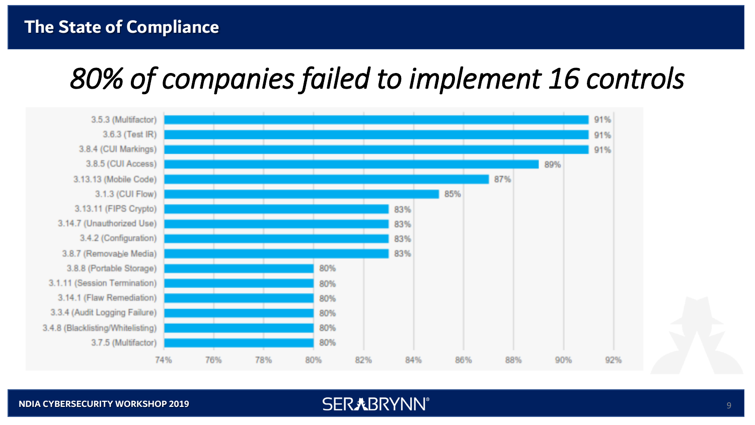## The State of Compliance

# *80% of companies failed to implement 16 controls*

3.5.3 (Multifactor) 91%
3.6.3 (Test IR) 91%
3.8.4 (CUI Markings) 91%
3.8.5 (CUI Access) 89%
3.13.13 (Mobile Code) 87%
3.1.3 (CUI Flow) 85%
3.13.11 (FIPS Crypto) 83%
3.14.7 (Unauthorized Use) 83%
3.4.2 (Configuration) 83%
3.8.7 (Removable Media) 83%
3.8.8 (Portable Storage) 80%
3.1.11 (Session Termination) 80%
3.14.1 (Flaw Remediation) 80%
3.3.4 (Audit Logging Failure) 80%
3.4.8 (Blacklisting/Whitelisting) 80%
3.7.5 (Multifactor) 80%

74% 76% 78% 80% 82% 84% 86% 88% 90% 92%

NDIA CYBERSECURITY WORKSHOP 2019

SERABRYNN®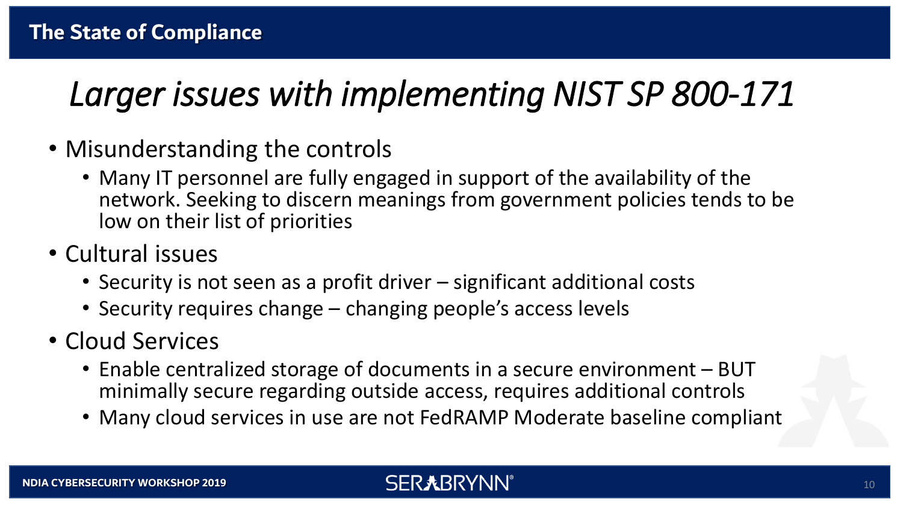## The State of Compliance

# *Larger issues with implementing NIST SP 800-171*

- Misunderstanding the controls
  - Many IT personnel are fully engaged in support of the availability of the network. Seeking to discern meanings from government policies tends to be low on their list of priorities
- Cultural issues
  - Security is not seen as a profit driver – significant additional costs
  - Security requires change – changing people's access levels
- Cloud Services
  - Enable centralized storage of documents in a secure environment – BUT minimally secure regarding outside access, requires additional controls
  - Many cloud services in use are not FedRAMP Moderate baseline compliant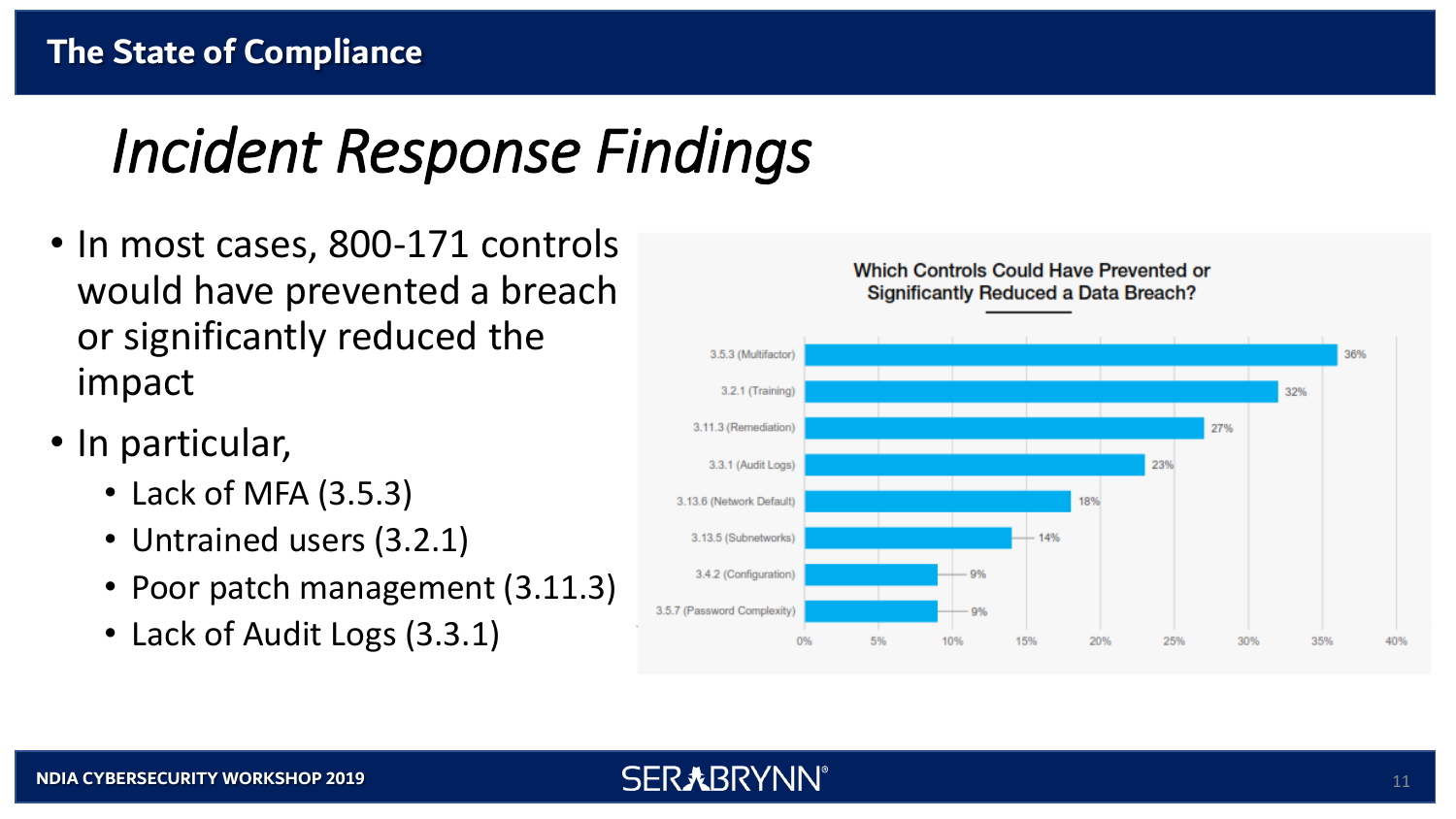# Incident Response Findings

- In most cases, 800-171 controls would have prevented a breach or significantly reduced the impact
- In particular,
  - Lack of MFA (3.5.3)
  - Untrained users (3.2.1)
  - Poor patch management (3.11.3)
  - Lack of Audit Logs (3.3.1)

Which Controls Could Have Prevented or Significantly Reduced a Data Breach?

3.5.3 (Multifactor) 36%
3.2.1 (Training) 32%
3.11.3 (Remediation) 27%
3.3.1 (Audit Logs) 23%
3.13.6 (Network Default) 18%
3.13.5 (Subnetworks) 14%
3.4.2 (Configuration) 9%
3.5.7 (Password Complexity) 9%

0% 5% 10% 15% 20% 25% 30% 35% 40%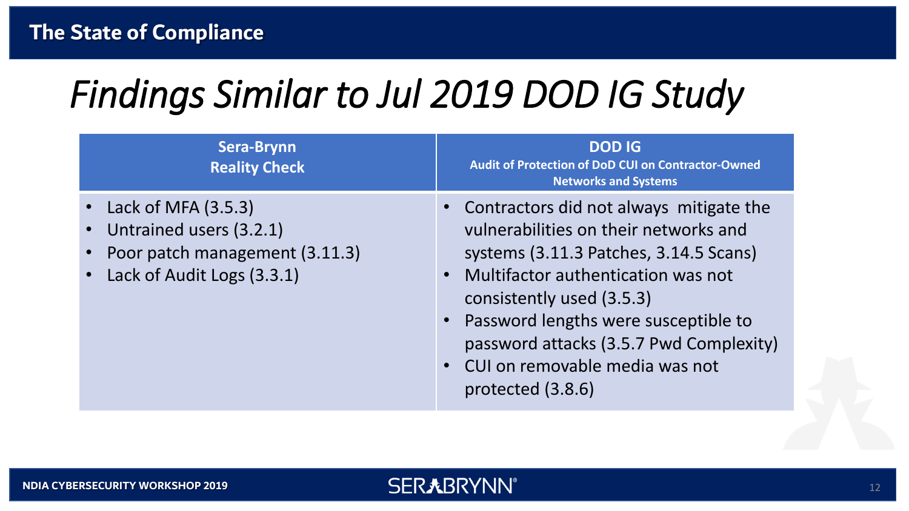## The State of Compliance

# *Findings Similar to Jul 2019 DOD IG Study*

| **Sera-Brynn Reality Check** | **DOD IG** **Audit of Protection of DoD CUI on Contractor-Owned Networks and Systems** |
|---|---|
| • Lack of MFA (3.5.3)<br>• Untrained users (3.2.1)<br>• Poor patch management (3.11.3)<br>• Lack of Audit Logs (3.3.1) | • Contractors did not always mitigate the vulnerabilities on their networks and systems (3.11.3 Patches, 3.14.5 Scans)<br>• Multifactor authentication was not consistently used (3.5.3)<br>• Password lengths were susceptible to password attacks (3.5.7 Pwd Complexity)<br>• CUI on removable media was not protected (3.8.6) |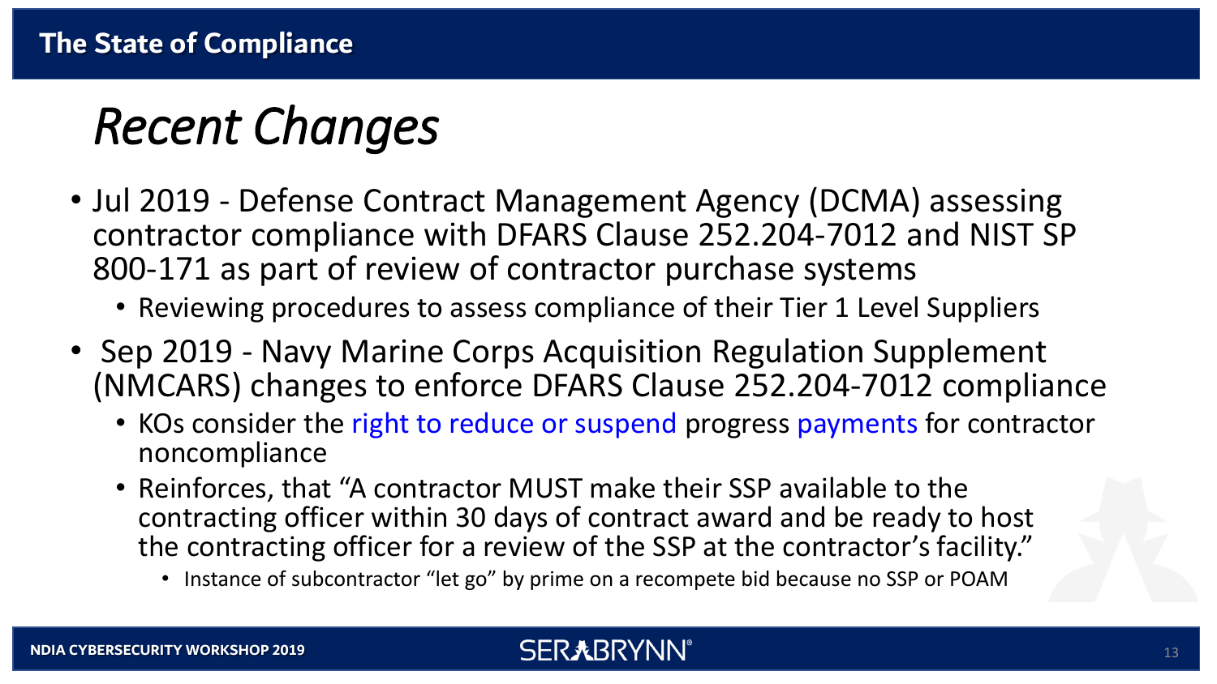## The State of Compliance

# *Recent Changes*

- Jul 2019 - Defense Contract Management Agency (DCMA) assessing contractor compliance with DFARS Clause 252.204-7012 and NIST SP 800-171 as part of review of contractor purchase systems
  - Reviewing procedures to assess compliance of their Tier 1 Level Suppliers
- Sep 2019 - Navy Marine Corps Acquisition Regulation Supplement (NMCARS) changes to enforce DFARS Clause 252.204-7012 compliance
  - KOs consider the right to reduce or suspend progress payments for contractor noncompliance
  - Reinforces, that "A contractor MUST make their SSP available to the contracting officer within 30 days of contract award and be ready to host the contracting officer for a review of the SSP at the contractor's facility."
    - Instance of subcontractor "let go" by prime on a recompete bid because no SSP or POAM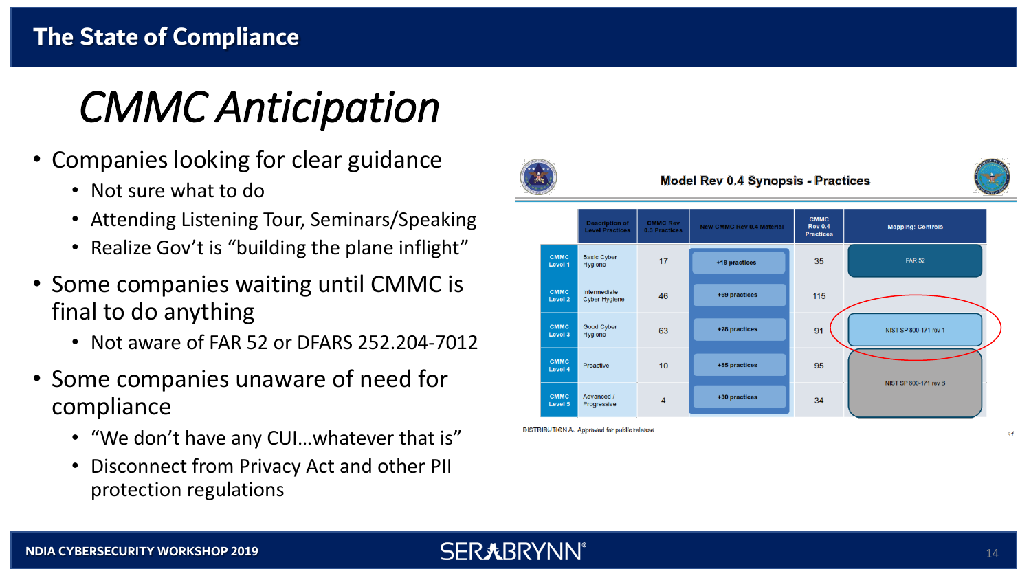# The State of Compliance

## *CMMC Anticipation*

- Companies looking for clear guidance
  - Not sure what to do
  - Attending Listening Tour, Seminars/Speaking
  - Realize Gov't is "building the plane inflight"
- Some companies waiting until CMMC is final to do anything
  - Not aware of FAR 52 or DFARS 252.204-7012
- Some companies unaware of need for compliance
  - "We don't have any CUI…whatever that is"
  - Disconnect from Privacy Act and other PII protection regulations

**Model Rev 0.4 Synopsis - Practices**

| | Description of Level Practices | CMMC Rev 0.3 Practices | New CMMC Rev 0.4 Material | CMMC Rev 0.4 Practices | Mapping: Controls |
|---|---|---|---|---|---|
| CMMC Level 1 | Basic Cyber Hygiene | 17 | +18 practices | 35 | FAR 52 |
| CMMC Level 2 | Intermediate Cyber Hygiene | 46 | +69 practices | 115 | |
| CMMC Level 3 | Good Cyber Hygiene | 63 | +28 practices | 91 | NIST SP 800-171 rev 1 |
| CMMC Level 4 | Proactive | 10 | +85 practices | 95 | NIST SP 800-171 rev B |
| CMMC Level 5 | Advanced / Progressive | 4 | +30 practices | 34 | |

DISTRIBUTION A. Approved for public release

NDIA CYBERSECURITY WORKSHOP 2019

SERABRYNN®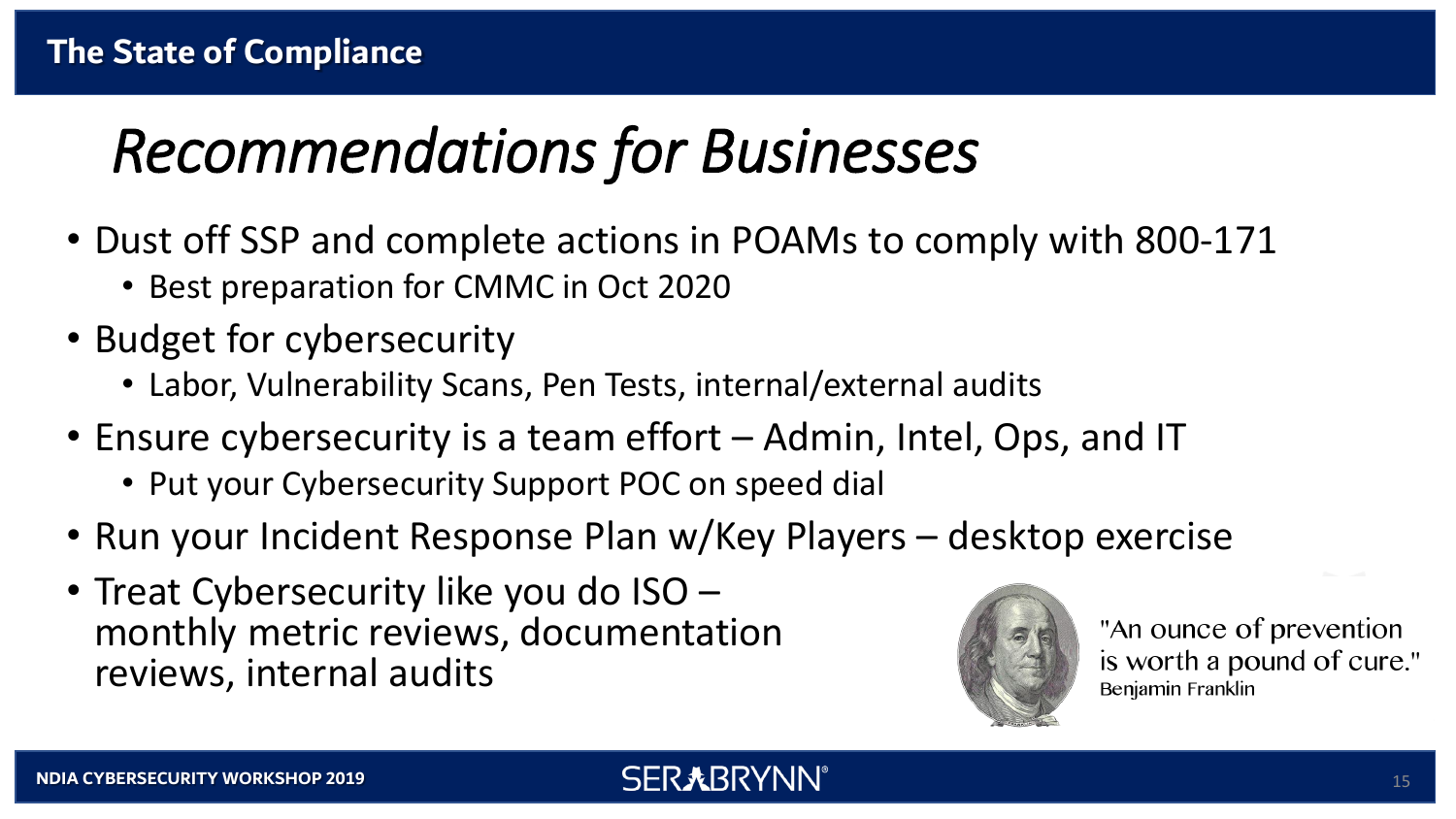## The State of Compliance

# *Recommendations for Businesses*

- Dust off SSP and complete actions in POAMs to comply with 800-171
  - Best preparation for CMMC in Oct 2020
- Budget for cybersecurity
  - Labor, Vulnerability Scans, Pen Tests, internal/external audits
- Ensure cybersecurity is a team effort – Admin, Intel, Ops, and IT
  - Put your Cybersecurity Support POC on speed dial
- Run your Incident Response Plan w/Key Players – desktop exercise
- Treat Cybersecurity like you do ISO – monthly metric reviews, documentation reviews, internal audits

"An ounce of prevention is worth a pound of cure."
Benjamin Franklin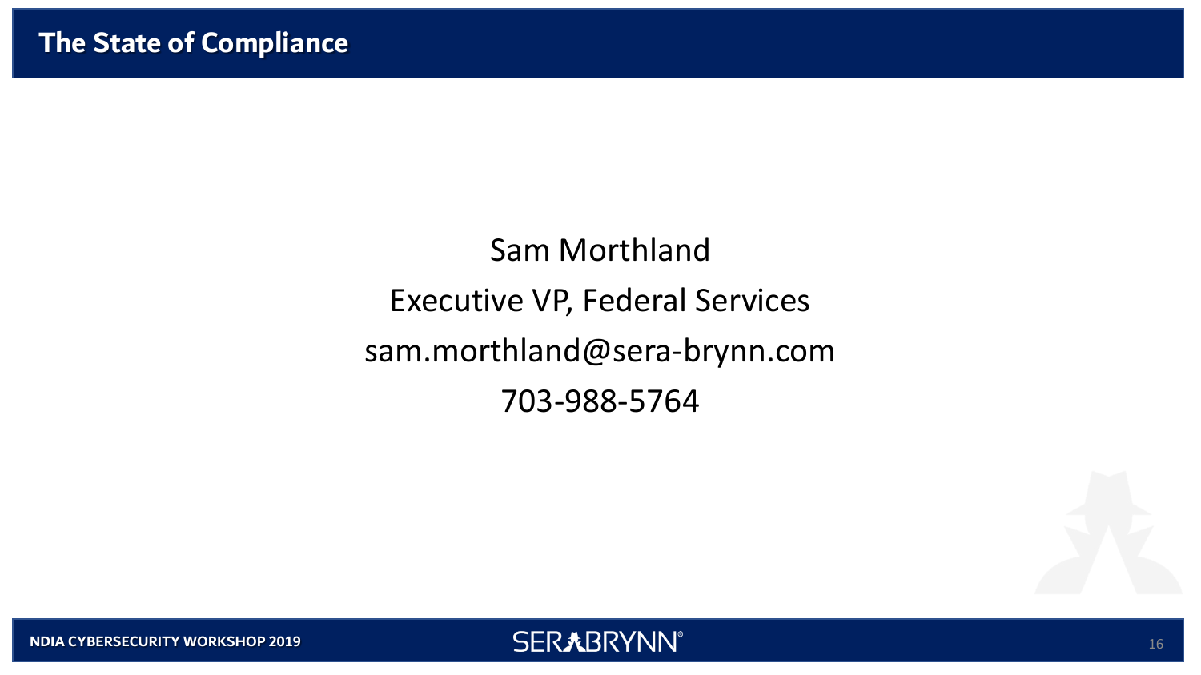# The State of Compliance

Sam Morthland

Executive VP, Federal Services

sam.morthland@sera-brynn.com

703-988-5764